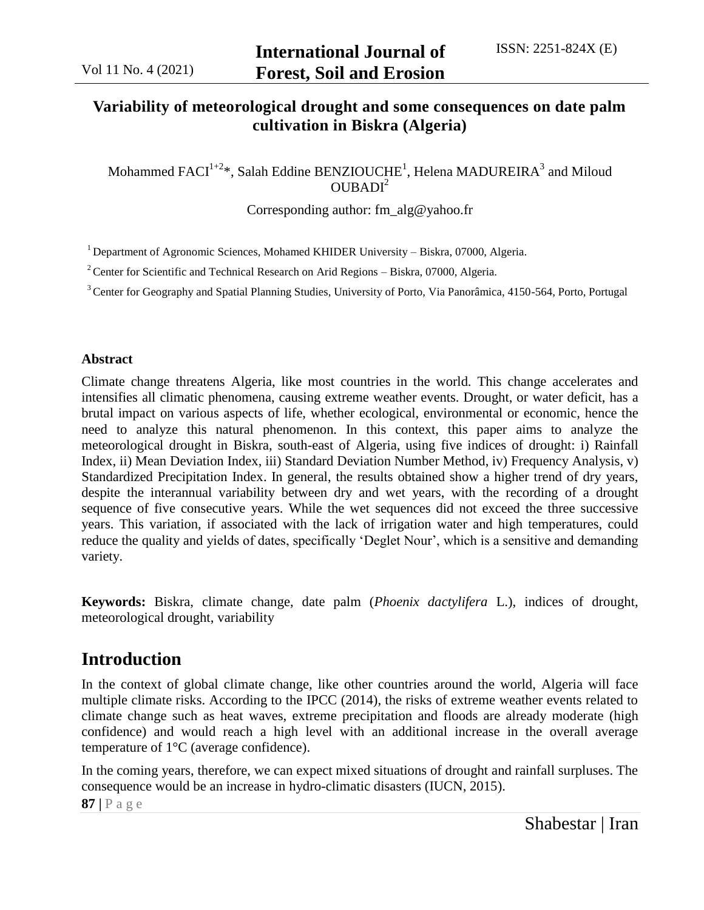# Variability of meteorological drought and some consequences on date palm cultivation in Biskra (Algeria)

Mohammed FACI[1+2]*, Salah Eddine BENZIOUCHE[1], Helena MADUREIRA[3] and Miloud OUBADI[2]

Corresponding author: fm_alg@yahoo.fr

[1] Department of Agronomic Sciences, Mohamed KHIDER University – Biskra, 07000, Algeria.

[2] Center for Scientific and Technical Research on Arid Regions – Biskra, 07000, Algeria.

[3] Center for Geography and Spatial Planning Studies, University of Porto, Via Panorâmica, 4150-564, Porto, Portugal

### Abstract

Climate change threatens Algeria, like most countries in the world. This change accelerates and intensifies all climatic phenomena, causing extreme weather events. Drought, or water deficit, has a brutal impact on various aspects of life, whether ecological, environmental or economic, hence the need to analyze this natural phenomenon. In this context, this paper aims to analyze the meteorological drought in Biskra, south-east of Algeria, using five indices of drought: i) Rainfall Index, ii) Mean Deviation Index, iii) Standard Deviation Number Method, iv) Frequency Analysis, v) Standardized Precipitation Index. In general, the results obtained show a higher trend of dry years, despite the interannual variability between dry and wet years, with the recording of a drought sequence of five consecutive years. While the wet sequences did not exceed the three successive years. This variation, if associated with the lack of irrigation water and high temperatures, could reduce the quality and yields of dates, specifically 'Deglet Nour', which is a sensitive and demanding variety.

**Keywords:** Biskra, climate change, date palm (*Phoenix dactylifera* L.), indices of drought, meteorological drought, variability

## Introduction

In the context of global climate change, like other countries around the world, Algeria will face multiple climate risks. According to the IPCC (2014), the risks of extreme weather events related to climate change such as heat waves, extreme precipitation and floods are already moderate (high confidence) and would reach a high level with an additional increase in the overall average temperature of 1°C (average confidence).

In the coming years, therefore, we can expect mixed situations of drought and rainfall surpluses. The consequence would be an increase in hydro-climatic disasters (IUCN, 2015).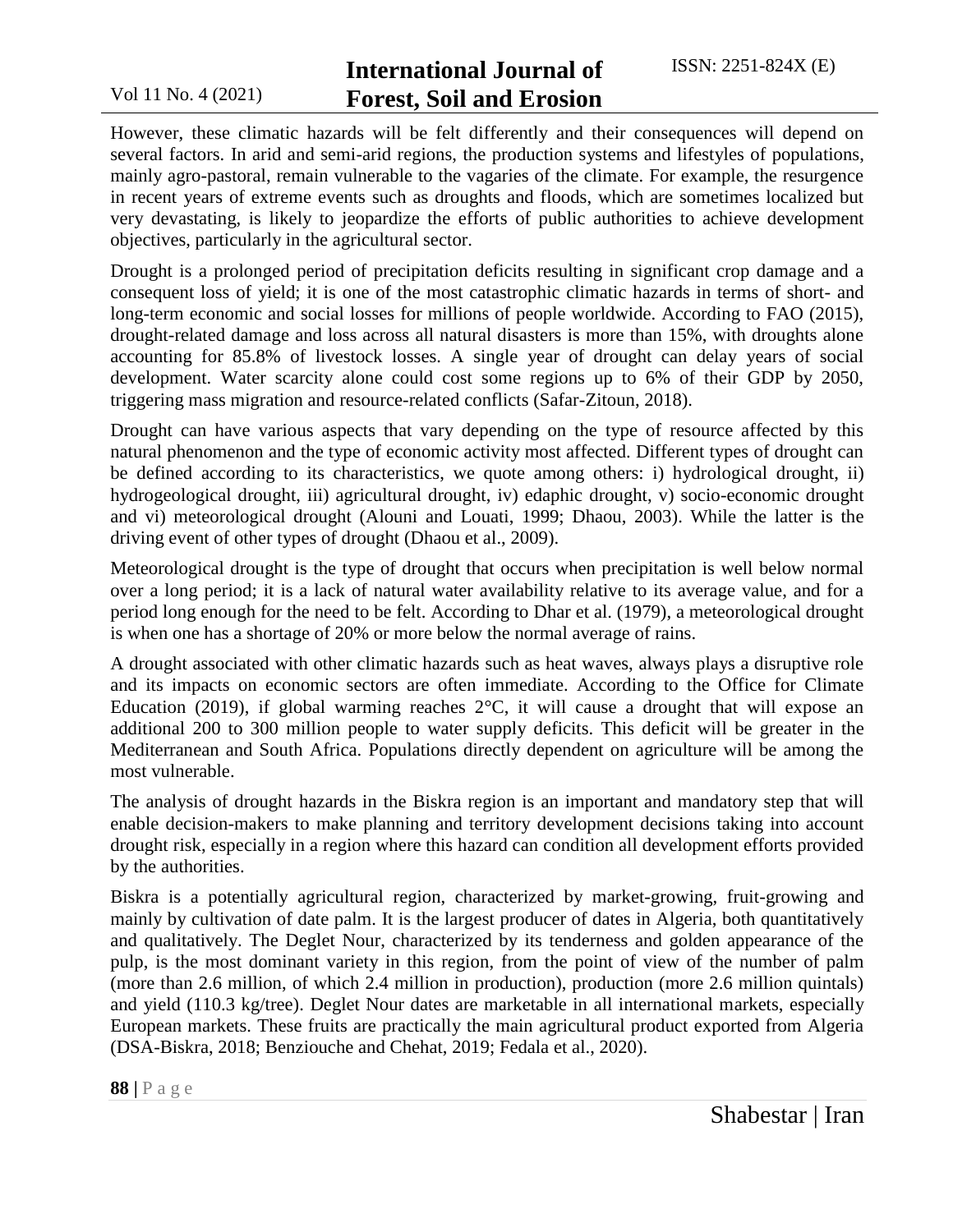However, these climatic hazards will be felt differently and their consequences will depend on several factors. In arid and semi-arid regions, the production systems and lifestyles of populations, mainly agro-pastoral, remain vulnerable to the vagaries of the climate. For example, the resurgence in recent years of extreme events such as droughts and floods, which are sometimes localized but very devastating, is likely to jeopardize the efforts of public authorities to achieve development objectives, particularly in the agricultural sector.

Drought is a prolonged period of precipitation deficits resulting in significant crop damage and a consequent loss of yield; it is one of the most catastrophic climatic hazards in terms of short- and long-term economic and social losses for millions of people worldwide. According to FAO (2015), drought-related damage and loss across all natural disasters is more than 15%, with droughts alone accounting for 85.8% of livestock losses. A single year of drought can delay years of social development. Water scarcity alone could cost some regions up to 6% of their GDP by 2050, triggering mass migration and resource-related conflicts (Safar-Zitoun, 2018).

Drought can have various aspects that vary depending on the type of resource affected by this natural phenomenon and the type of economic activity most affected. Different types of drought can be defined according to its characteristics, we quote among others: i) hydrological drought, ii) hydrogeological drought, iii) agricultural drought, iv) edaphic drought, v) socio-economic drought and vi) meteorological drought (Alouni and Louati, 1999; Dhaou, 2003). While the latter is the driving event of other types of drought (Dhaou et al., 2009).

Meteorological drought is the type of drought that occurs when precipitation is well below normal over a long period; it is a lack of natural water availability relative to its average value, and for a period long enough for the need to be felt. According to Dhar et al. (1979), a meteorological drought is when one has a shortage of 20% or more below the normal average of rains.

A drought associated with other climatic hazards such as heat waves, always plays a disruptive role and its impacts on economic sectors are often immediate. According to the Office for Climate Education (2019), if global warming reaches 2°C, it will cause a drought that will expose an additional 200 to 300 million people to water supply deficits. This deficit will be greater in the Mediterranean and South Africa. Populations directly dependent on agriculture will be among the most vulnerable.

The analysis of drought hazards in the Biskra region is an important and mandatory step that will enable decision-makers to make planning and territory development decisions taking into account drought risk, especially in a region where this hazard can condition all development efforts provided by the authorities.

Biskra is a potentially agricultural region, characterized by market-growing, fruit-growing and mainly by cultivation of date palm. It is the largest producer of dates in Algeria, both quantitatively and qualitatively. The Deglet Nour, characterized by its tenderness and golden appearance of the pulp, is the most dominant variety in this region, from the point of view of the number of palm (more than 2.6 million, of which 2.4 million in production), production (more 2.6 million quintals) and yield (110.3 kg/tree). Deglet Nour dates are marketable in all international markets, especially European markets. These fruits are practically the main agricultural product exported from Algeria (DSA-Biskra, 2018; Benziouche and Chehat, 2019; Fedala et al., 2020).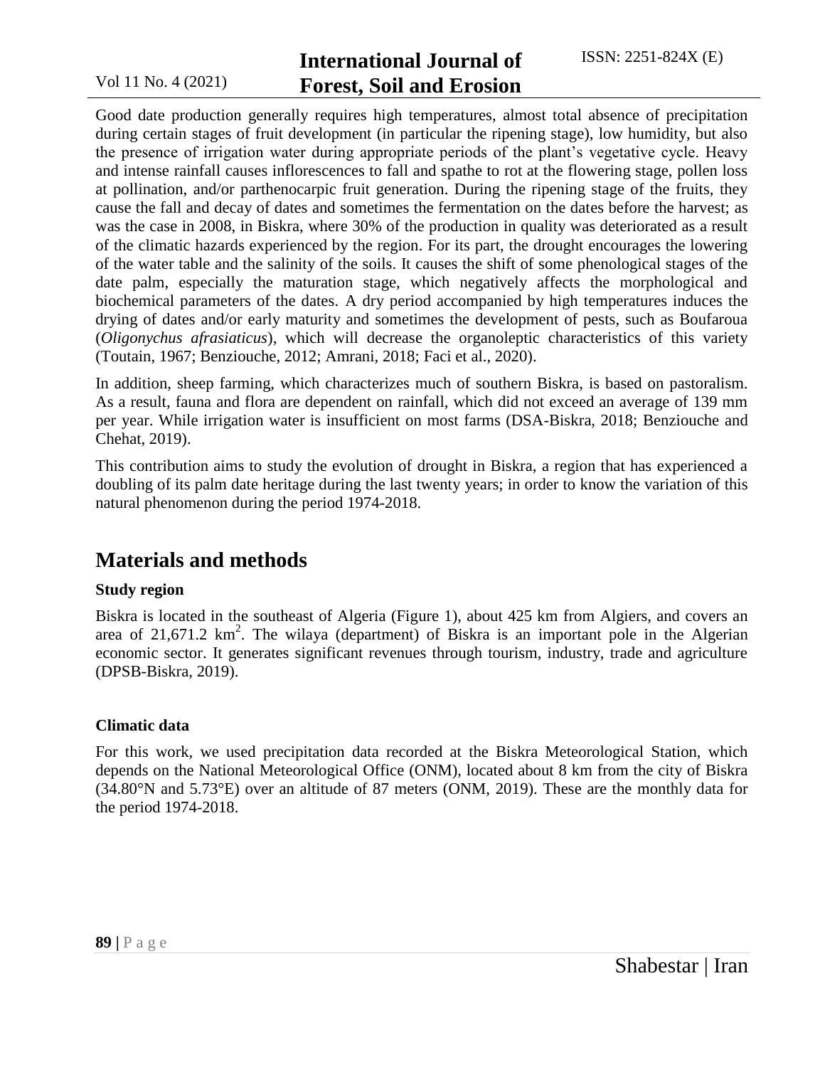Good date production generally requires high temperatures, almost total absence of precipitation during certain stages of fruit development (in particular the ripening stage), low humidity, but also the presence of irrigation water during appropriate periods of the plant's vegetative cycle. Heavy and intense rainfall causes inflorescences to fall and spathe to rot at the flowering stage, pollen loss at pollination, and/or parthenocarpic fruit generation. During the ripening stage of the fruits, they cause the fall and decay of dates and sometimes the fermentation on the dates before the harvest; as was the case in 2008, in Biskra, where 30% of the production in quality was deteriorated as a result of the climatic hazards experienced by the region. For its part, the drought encourages the lowering of the water table and the salinity of the soils. It causes the shift of some phenological stages of the date palm, especially the maturation stage, which negatively affects the morphological and biochemical parameters of the dates. A dry period accompanied by high temperatures induces the drying of dates and/or early maturity and sometimes the development of pests, such as Boufaroua (*Oligonychus afrasiaticus*), which will decrease the organoleptic characteristics of this variety (Toutain, 1967; Benziouche, 2012; Amrani, 2018; Faci et al., 2020).

In addition, sheep farming, which characterizes much of southern Biskra, is based on pastoralism. As a result, fauna and flora are dependent on rainfall, which did not exceed an average of 139 mm per year. While irrigation water is insufficient on most farms (DSA-Biskra, 2018; Benziouche and Chehat, 2019).

This contribution aims to study the evolution of drought in Biskra, a region that has experienced a doubling of its palm date heritage during the last twenty years; in order to know the variation of this natural phenomenon during the period 1974-2018.

## Materials and methods

### Study region

Biskra is located in the southeast of Algeria (Figure 1), about 425 km from Algiers, and covers an area of 21,671.2 km$^2$. The wilaya (department) of Biskra is an important pole in the Algerian economic sector. It generates significant revenues through tourism, industry, trade and agriculture (DPSB-Biskra, 2019).

### Climatic data

For this work, we used precipitation data recorded at the Biskra Meteorological Station, which depends on the National Meteorological Office (ONM), located about 8 km from the city of Biskra (34.80°N and 5.73°E) over an altitude of 87 meters (ONM, 2019). These are the monthly data for the period 1974-2018.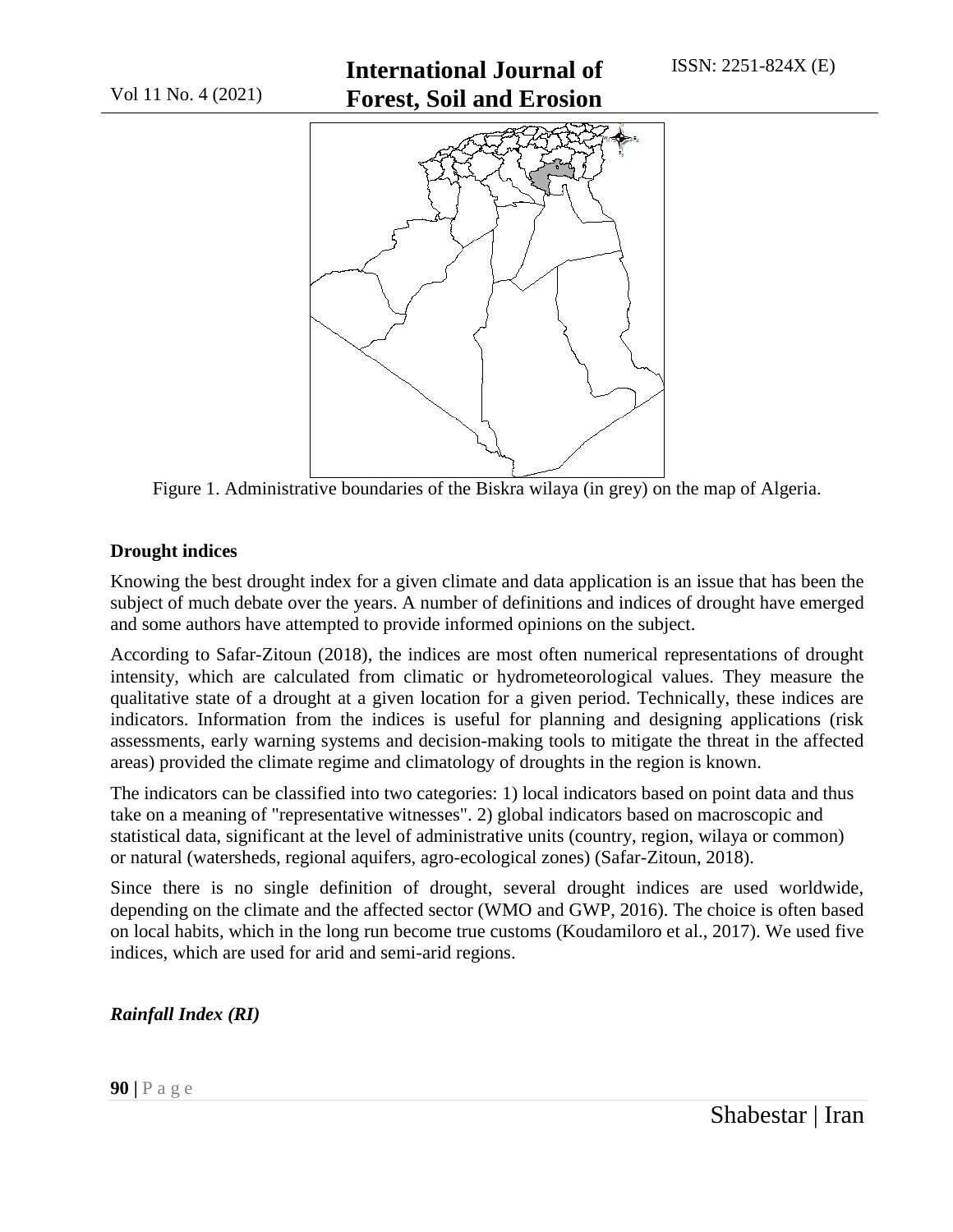Figure 1. Administrative boundaries of the Biskra wilaya (in grey) on the map of Algeria.

### Drought indices

Knowing the best drought index for a given climate and data application is an issue that has been the subject of much debate over the years. A number of definitions and indices of drought have emerged and some authors have attempted to provide informed opinions on the subject.

According to Safar-Zitoun (2018), the indices are most often numerical representations of drought intensity, which are calculated from climatic or hydrometeorological values. They measure the qualitative state of a drought at a given location for a given period. Technically, these indices are indicators. Information from the indices is useful for planning and designing applications (risk assessments, early warning systems and decision-making tools to mitigate the threat in the affected areas) provided the climate regime and climatology of droughts in the region is known.

The indicators can be classified into two categories: 1) local indicators based on point data and thus take on a meaning of "representative witnesses". 2) global indicators based on macroscopic and statistical data, significant at the level of administrative units (country, region, wilaya or common) or natural (watersheds, regional aquifers, agro-ecological zones) (Safar-Zitoun, 2018).

Since there is no single definition of drought, several drought indices are used worldwide, depending on the climate and the affected sector (WMO and GWP, 2016). The choice is often based on local habits, which in the long run become true customs (Koudamiloro et al., 2017). We used five indices, which are used for arid and semi-arid regions.

#### *Rainfall Index (RI)*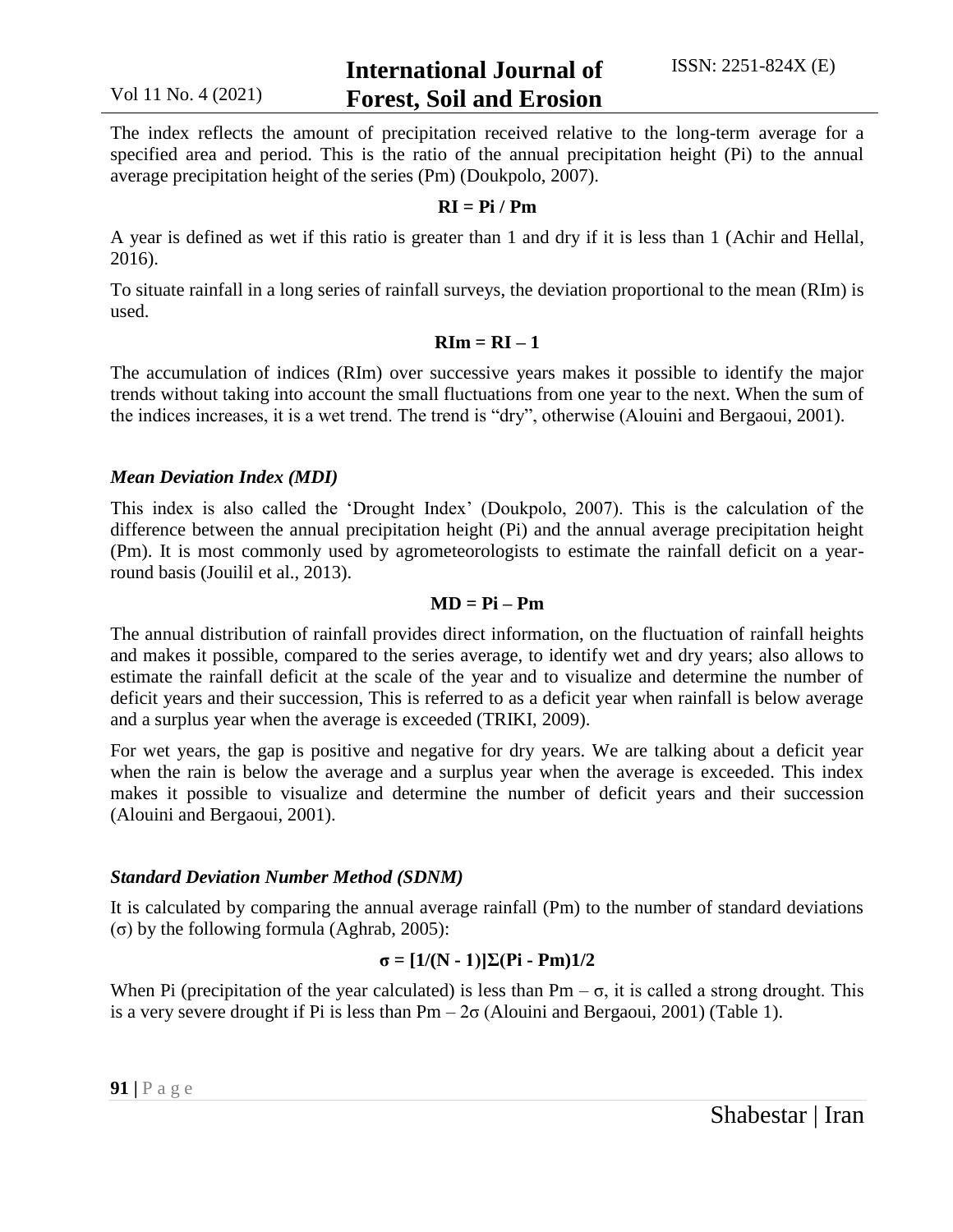The index reflects the amount of precipitation received relative to the long-term average for a specified area and period. This is the ratio of the annual precipitation height (Pi) to the annual average precipitation height of the series (Pm) (Doukpolo, 2007).

$$\mathbf{RI = Pi / Pm}$$

A year is defined as wet if this ratio is greater than 1 and dry if it is less than 1 (Achir and Hellal, 2016).

To situate rainfall in a long series of rainfall surveys, the deviation proportional to the mean (RIm) is used.

$$\mathbf{RIm = RI - 1}$$

The accumulation of indices (RIm) over successive years makes it possible to identify the major trends without taking into account the small fluctuations from one year to the next. When the sum of the indices increases, it is a wet trend. The trend is “dry”, otherwise (Alouini and Bergaoui, 2001).

### *Mean Deviation Index (MDI)*

This index is also called the ‘Drought Index’ (Doukpolo, 2007). This is the calculation of the difference between the annual precipitation height (Pi) and the annual average precipitation height (Pm). It is most commonly used by agrometeorologists to estimate the rainfall deficit on a year-round basis (Jouilil et al., 2013).

$$\mathbf{MD = Pi - Pm}$$

The annual distribution of rainfall provides direct information, on the fluctuation of rainfall heights and makes it possible, compared to the series average, to identify wet and dry years; also allows to estimate the rainfall deficit at the scale of the year and to visualize and determine the number of deficit years and their succession, This is referred to as a deficit year when rainfall is below average and a surplus year when the average is exceeded (TRIKI, 2009).

For wet years, the gap is positive and negative for dry years. We are talking about a deficit year when the rain is below the average and a surplus year when the average is exceeded. This index makes it possible to visualize and determine the number of deficit years and their succession (Alouini and Bergaoui, 2001).

### *Standard Deviation Number Method (SDNM)*

It is calculated by comparing the annual average rainfall (Pm) to the number of standard deviations ($\sigma$) by the following formula (Aghrab, 2005):

$$\boldsymbol{\sigma = [1/(N - 1)]\Sigma(Pi - Pm)1/2}$$

When Pi (precipitation of the year calculated) is less than Pm – $\sigma$, it is called a strong drought. This is a very severe drought if Pi is less than Pm – 2$\sigma$ (Alouini and Bergaoui, 2001) (Table 1).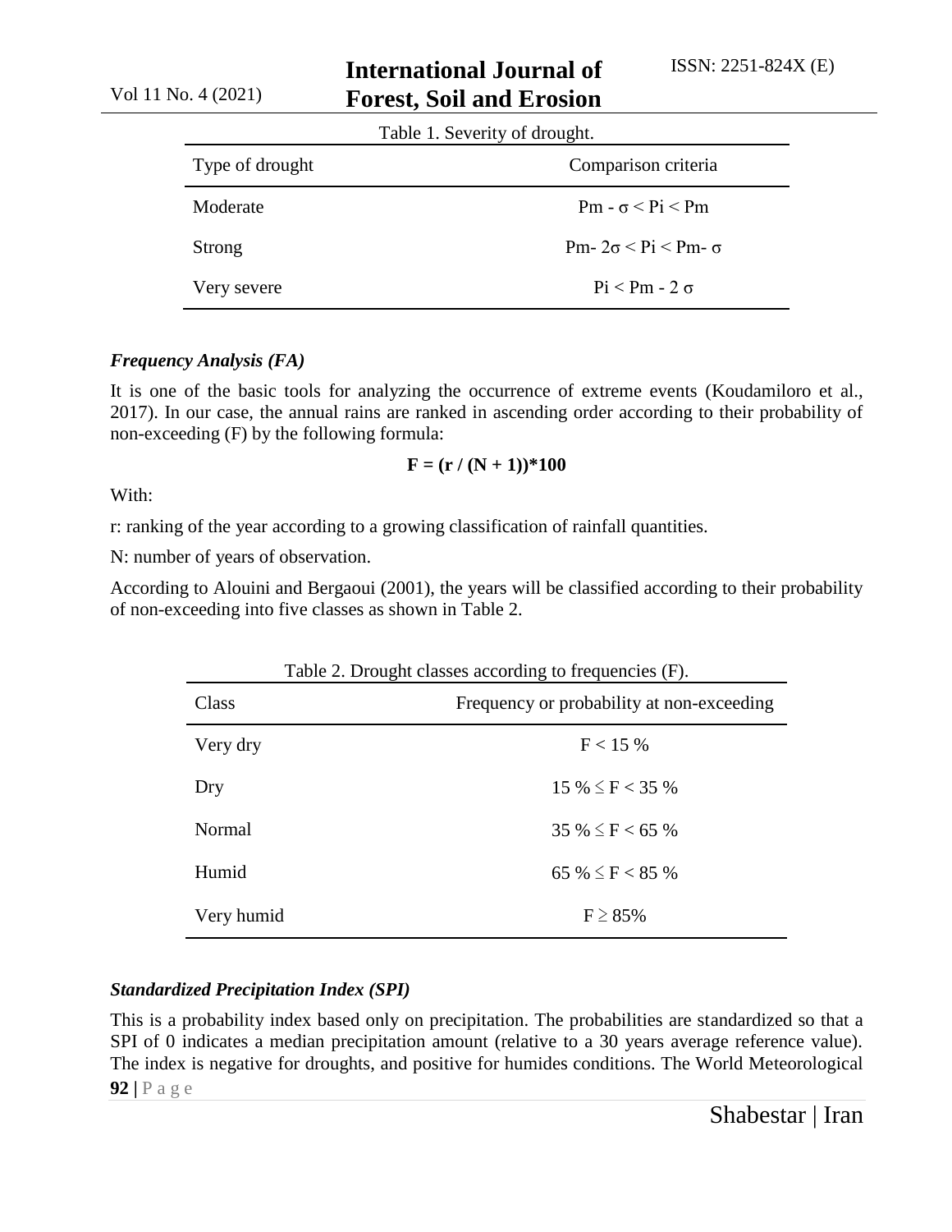Table 1. Severity of drought.

| Type of drought | Comparison criteria |
|---|---|
| Moderate | $Pm - \sigma < Pi < Pm$ |
| Strong | $Pm - 2\sigma < Pi < Pm - \sigma$ |
| Very severe | $Pi < Pm - 2\sigma$ |

### *Frequency Analysis (FA)*

It is one of the basic tools for analyzing the occurrence of extreme events (Koudamiloro et al., 2017). In our case, the annual rains are ranked in ascending order according to their probability of non-exceeding (F) by the following formula:

$$\mathbf{F = (r / (N + 1))*100}$$

With:

r: ranking of the year according to a growing classification of rainfall quantities.

N: number of years of observation.

According to Alouini and Bergaoui (2001), the years will be classified according to their probability of non-exceeding into five classes as shown in Table 2.

Table 2. Drought classes according to frequencies (F).

| Class | Frequency or probability at non-exceeding |
|---|---|
| Very dry | $F < 15\ \%$ |
| Dry | $15\ \% \leq F < 35\ \%$ |
| Normal | $35\ \% \leq F < 65\ \%$ |
| Humid | $65\ \% \leq F < 85\ \%$ |
| Very humid | $F \geq 85\%$ |

### *Standardized Precipitation Index (SPI)*

This is a probability index based only on precipitation. The probabilities are standardized so that a SPI of 0 indicates a median precipitation amount (relative to a 30 years average reference value). The index is negative for droughts, and positive for humides conditions. The World Meteorological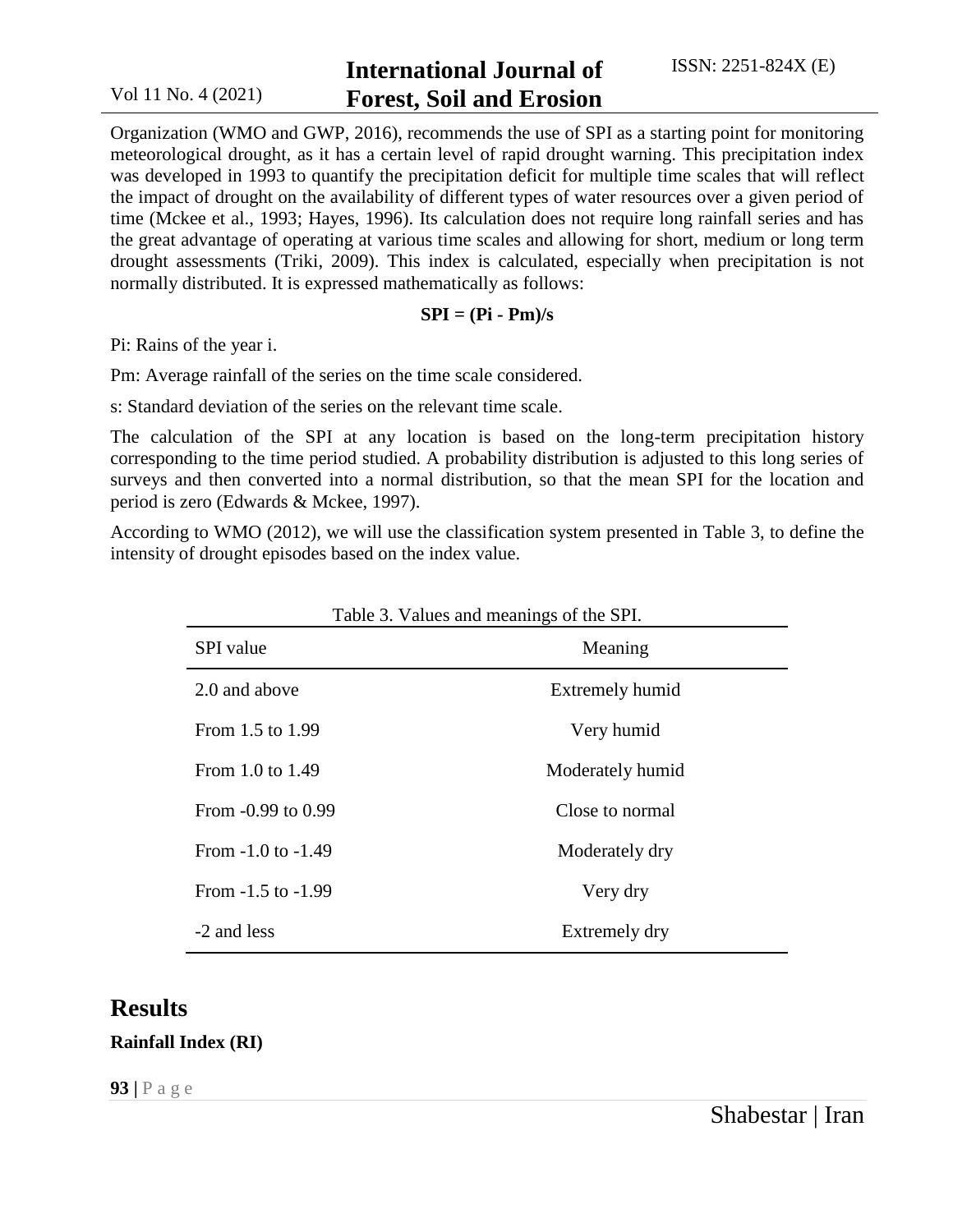Organization (WMO and GWP, 2016), recommends the use of SPI as a starting point for monitoring meteorological drought, as it has a certain level of rapid drought warning. This precipitation index was developed in 1993 to quantify the precipitation deficit for multiple time scales that will reflect the impact of drought on the availability of different types of water resources over a given period of time (Mckee et al., 1993; Hayes, 1996). Its calculation does not require long rainfall series and has the great advantage of operating at various time scales and allowing for short, medium or long term drought assessments (Triki, 2009). This index is calculated, especially when precipitation is not normally distributed. It is expressed mathematically as follows:

$$SPI = (P_i - P_m)/s$$

$P_i$: Rains of the year i.

$P_m$: Average rainfall of the series on the time scale considered.

s: Standard deviation of the series on the relevant time scale.

The calculation of the SPI at any location is based on the long-term precipitation history corresponding to the time period studied. A probability distribution is adjusted to this long series of surveys and then converted into a normal distribution, so that the mean SPI for the location and period is zero (Edwards & Mckee, 1997).

According to WMO (2012), we will use the classification system presented in Table 3, to define the intensity of drought episodes based on the index value.

Table 3. Values and meanings of the SPI.

| SPI value | Meaning |
|---|---|
| 2.0 and above | Extremely humid |
| From 1.5 to 1.99 | Very humid |
| From 1.0 to 1.49 | Moderately humid |
| From -0.99 to 0.99 | Close to normal |
| From -1.0 to -1.49 | Moderately dry |
| From -1.5 to -1.99 | Very dry |
| -2 and less | Extremely dry |

# Results

**Rainfall Index (RI)**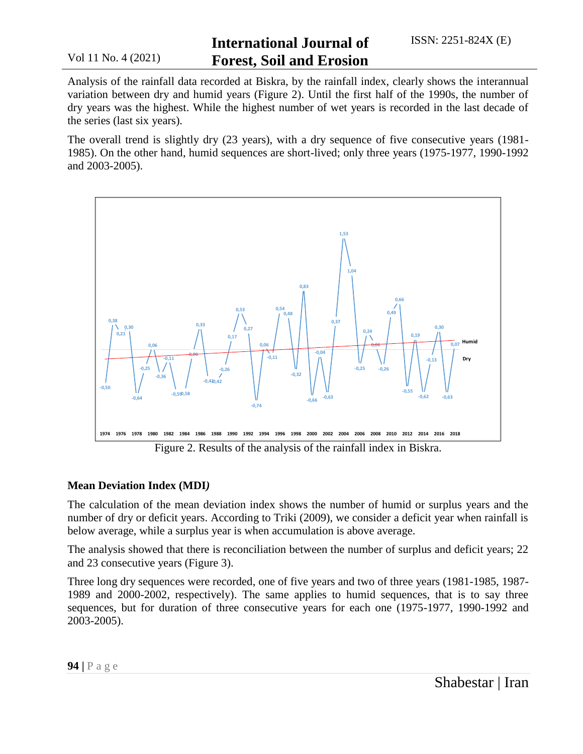Analysis of the rainfall data recorded at Biskra, by the rainfall index, clearly shows the interannual variation between dry and humid years (Figure 2). Until the first half of the 1990s, the number of dry years was the highest. While the highest number of wet years is recorded in the last decade of the series (last six years).

The overall trend is slightly dry (23 years), with a dry sequence of five consecutive years (1981-1985). On the other hand, humid sequences are short-lived; only three years (1975-1977, 1990-1992 and 2003-2005).

Figure 2. Results of the analysis of the rainfall index in Biskra.

### Mean Deviation Index (MDI*)*

The calculation of the mean deviation index shows the number of humid or surplus years and the number of dry or deficit years. According to Triki (2009), we consider a deficit year when rainfall is below average, while a surplus year is when accumulation is above average.

The analysis showed that there is reconciliation between the number of surplus and deficit years; 22 and 23 consecutive years (Figure 3).

Three long dry sequences were recorded, one of five years and two of three years (1981-1985, 1987-1989 and 2000-2002, respectively). The same applies to humid sequences, that is to say three sequences, but for duration of three consecutive years for each one (1975-1977, 1990-1992 and 2003-2005).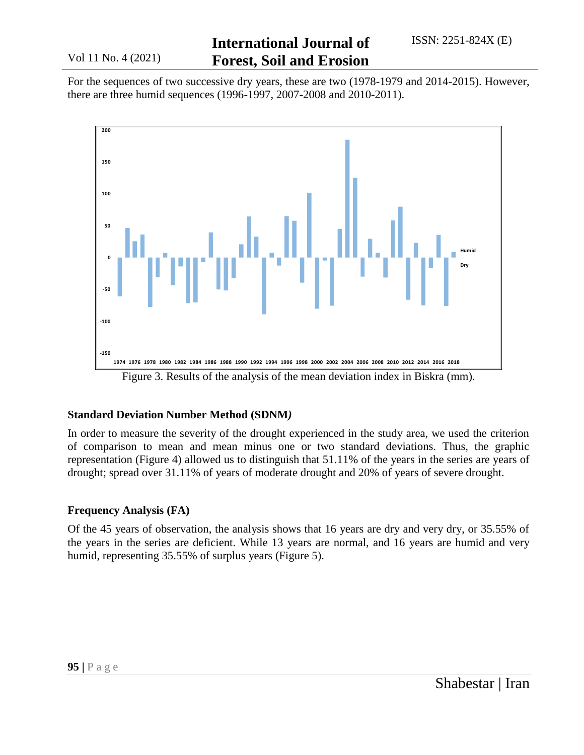For the sequences of two successive dry years, these are two (1978-1979 and 2014-2015). However, there are three humid sequences (1996-1997, 2007-2008 and 2010-2011).

Figure 3. Results of the analysis of the mean deviation index in Biskra (mm).

## Standard Deviation Number Method (SDNM*)*

In order to measure the severity of the drought experienced in the study area, we used the criterion of comparison to mean and mean minus one or two standard deviations. Thus, the graphic representation (Figure 4) allowed us to distinguish that 51.11% of the years in the series are years of drought; spread over 31.11% of years of moderate drought and 20% of years of severe drought.

## Frequency Analysis (FA)

Of the 45 years of observation, the analysis shows that 16 years are dry and very dry, or 35.55% of the years in the series are deficient. While 13 years are normal, and 16 years are humid and very humid, representing 35.55% of surplus years (Figure 5).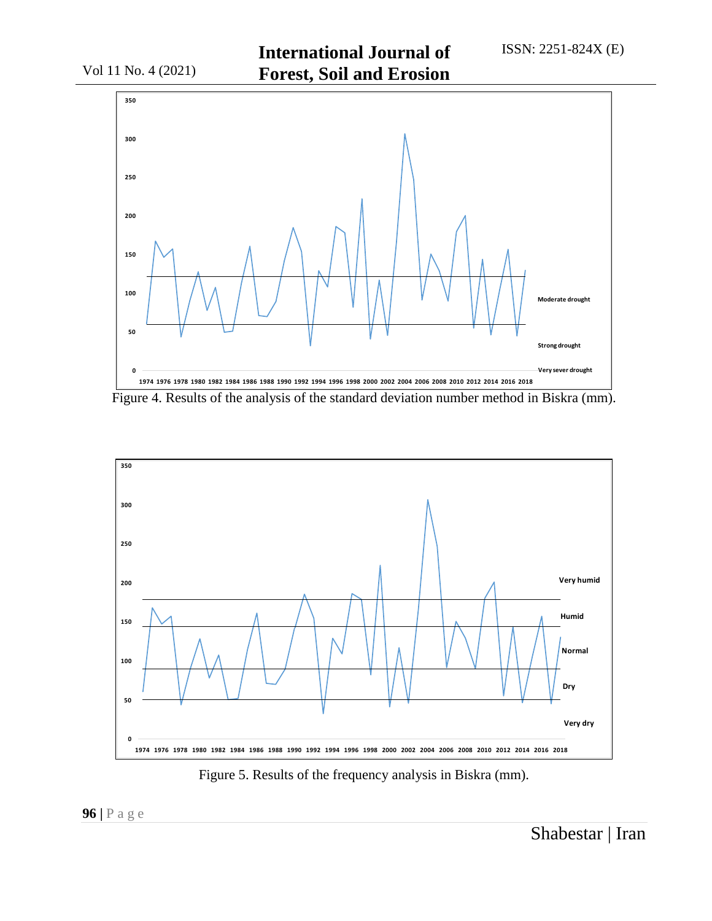Figure 4. Results of the analysis of the standard deviation number method in Biskra (mm).

Figure 5. Results of the frequency analysis in Biskra (mm).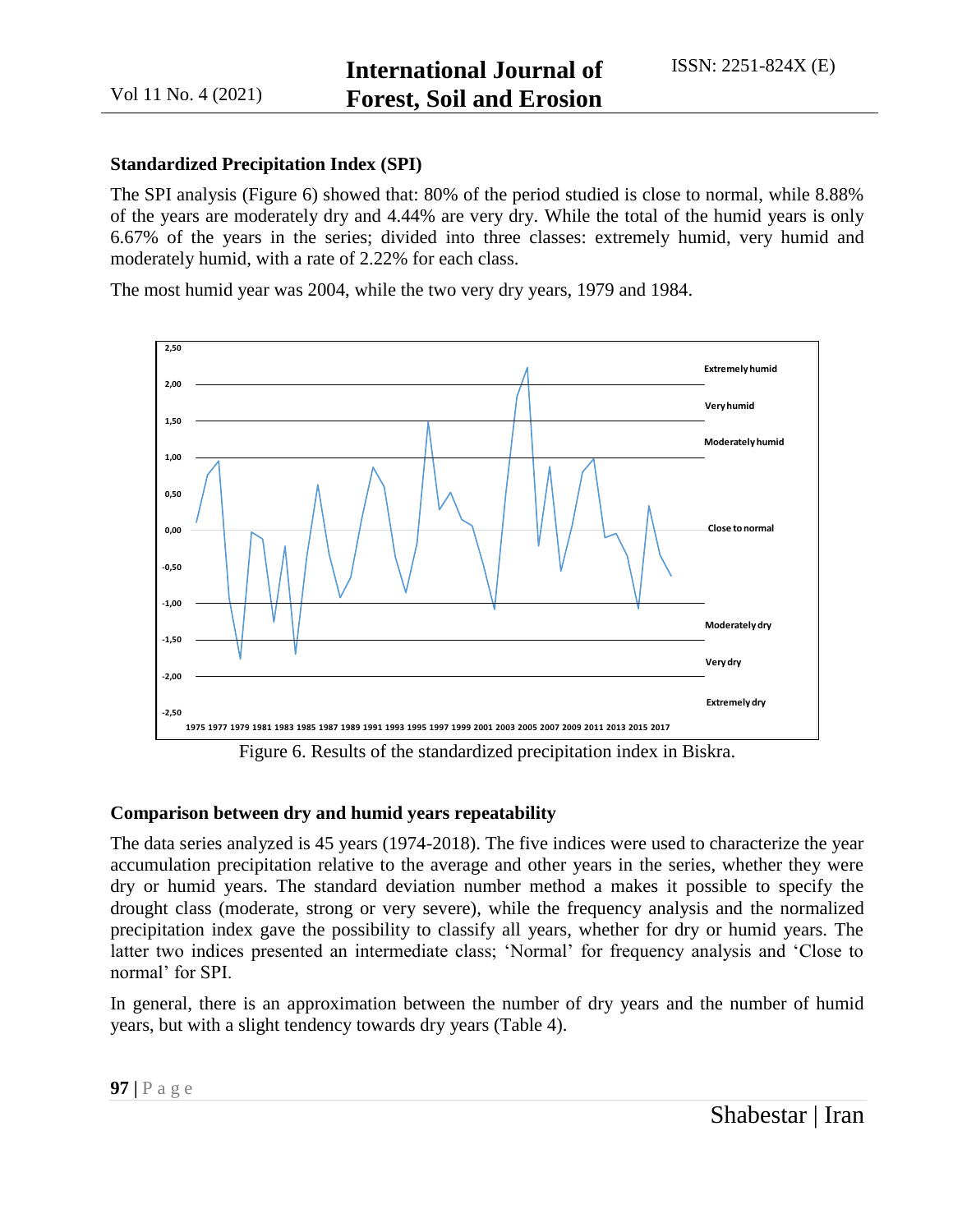### Standardized Precipitation Index (SPI)

The SPI analysis (Figure 6) showed that: 80% of the period studied is close to normal, while 8.88% of the years are moderately dry and 4.44% are very dry. While the total of the humid years is only 6.67% of the years in the series; divided into three classes: extremely humid, very humid and moderately humid, with a rate of 2.22% for each class.

The most humid year was 2004, while the two very dry years, 1979 and 1984.

Figure 6. Results of the standardized precipitation index in Biskra.

### Comparison between dry and humid years repeatability

The data series analyzed is 45 years (1974-2018). The five indices were used to characterize the year accumulation precipitation relative to the average and other years in the series, whether they were dry or humid years. The standard deviation number method a makes it possible to specify the drought class (moderate, strong or very severe), while the frequency analysis and the normalized precipitation index gave the possibility to classify all years, whether for dry or humid years. The latter two indices presented an intermediate class; 'Normal' for frequency analysis and 'Close to normal' for SPI.

In general, there is an approximation between the number of dry years and the number of humid years, but with a slight tendency towards dry years (Table 4).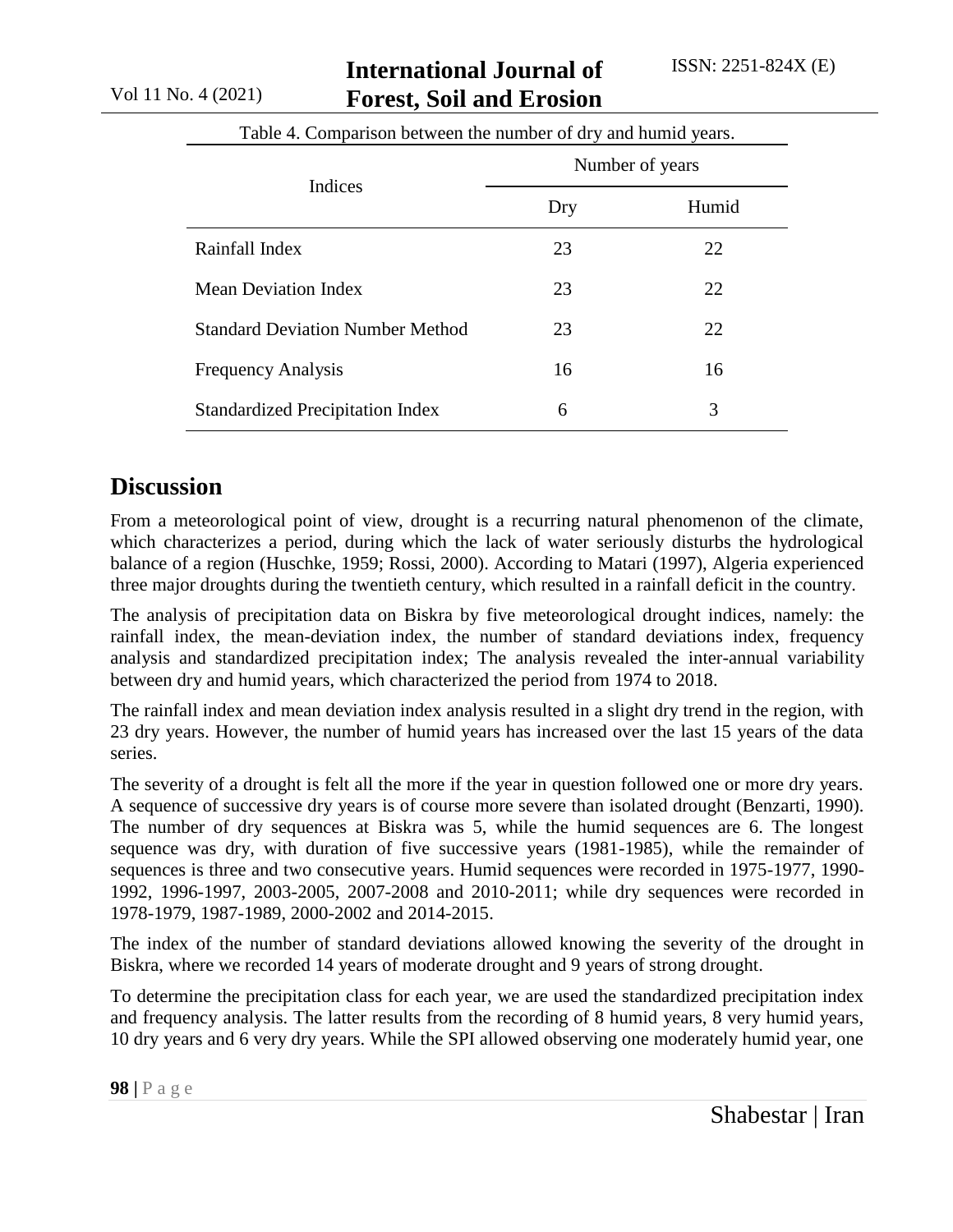Table 4. Comparison between the number of dry and humid years.

| Indices | Number of years | |
|---|---|---|
| | Dry | Humid |
| Rainfall Index | 23 | 22 |
| Mean Deviation Index | 23 | 22 |
| Standard Deviation Number Method | 23 | 22 |
| Frequency Analysis | 16 | 16 |
| Standardized Precipitation Index | 6 | 3 |

## Discussion

From a meteorological point of view, drought is a recurring natural phenomenon of the climate, which characterizes a period, during which the lack of water seriously disturbs the hydrological balance of a region (Huschke, 1959; Rossi, 2000). According to Matari (1997), Algeria experienced three major droughts during the twentieth century, which resulted in a rainfall deficit in the country.

The analysis of precipitation data on Biskra by five meteorological drought indices, namely: the rainfall index, the mean-deviation index, the number of standard deviations index, frequency analysis and standardized precipitation index; The analysis revealed the inter-annual variability between dry and humid years, which characterized the period from 1974 to 2018.

The rainfall index and mean deviation index analysis resulted in a slight dry trend in the region, with 23 dry years. However, the number of humid years has increased over the last 15 years of the data series.

The severity of a drought is felt all the more if the year in question followed one or more dry years. A sequence of successive dry years is of course more severe than isolated drought (Benzarti, 1990). The number of dry sequences at Biskra was 5, while the humid sequences are 6. The longest sequence was dry, with duration of five successive years (1981-1985), while the remainder of sequences is three and two consecutive years. Humid sequences were recorded in 1975-1977, 1990-1992, 1996-1997, 2003-2005, 2007-2008 and 2010-2011; while dry sequences were recorded in 1978-1979, 1987-1989, 2000-2002 and 2014-2015.

The index of the number of standard deviations allowed knowing the severity of the drought in Biskra, where we recorded 14 years of moderate drought and 9 years of strong drought.

To determine the precipitation class for each year, we are used the standardized precipitation index and frequency analysis. The latter results from the recording of 8 humid years, 8 very humid years, 10 dry years and 6 very dry years. While the SPI allowed observing one moderately humid year, one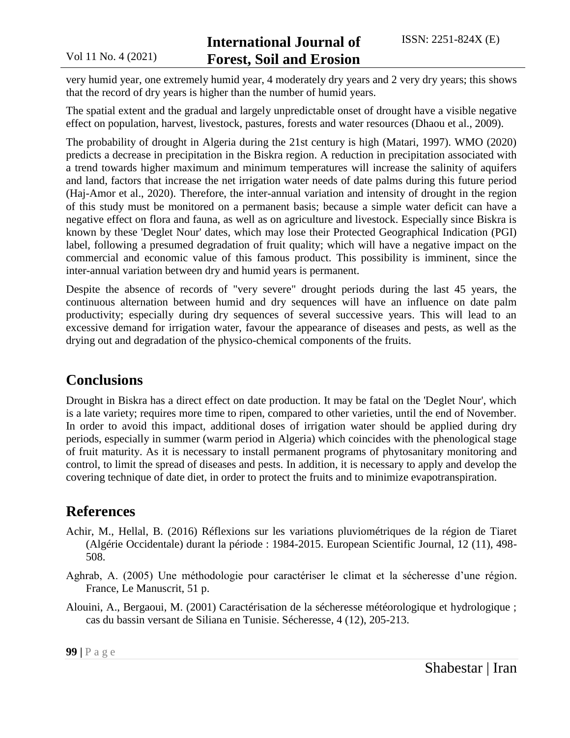very humid year, one extremely humid year, 4 moderately dry years and 2 very dry years; this shows that the record of dry years is higher than the number of humid years.

The spatial extent and the gradual and largely unpredictable onset of drought have a visible negative effect on population, harvest, livestock, pastures, forests and water resources (Dhaou et al., 2009).

The probability of drought in Algeria during the 21st century is high (Matari, 1997). WMO (2020) predicts a decrease in precipitation in the Biskra region. A reduction in precipitation associated with a trend towards higher maximum and minimum temperatures will increase the salinity of aquifers and land, factors that increase the net irrigation water needs of date palms during this future period (Haj-Amor et al., 2020). Therefore, the inter-annual variation and intensity of drought in the region of this study must be monitored on a permanent basis; because a simple water deficit can have a negative effect on flora and fauna, as well as on agriculture and livestock. Especially since Biskra is known by these 'Deglet Nour' dates, which may lose their Protected Geographical Indication (PGI) label, following a presumed degradation of fruit quality; which will have a negative impact on the commercial and economic value of this famous product. This possibility is imminent, since the inter-annual variation between dry and humid years is permanent.

Despite the absence of records of "very severe" drought periods during the last 45 years, the continuous alternation between humid and dry sequences will have an influence on date palm productivity; especially during dry sequences of several successive years. This will lead to an excessive demand for irrigation water, favour the appearance of diseases and pests, as well as the drying out and degradation of the physico-chemical components of the fruits.

## Conclusions

Drought in Biskra has a direct effect on date production. It may be fatal on the 'Deglet Nour', which is a late variety; requires more time to ripen, compared to other varieties, until the end of November. In order to avoid this impact, additional doses of irrigation water should be applied during dry periods, especially in summer (warm period in Algeria) which coincides with the phenological stage of fruit maturity. As it is necessary to install permanent programs of phytosanitary monitoring and control, to limit the spread of diseases and pests. In addition, it is necessary to apply and develop the covering technique of date diet, in order to protect the fruits and to minimize evapotranspiration.

## References

Achir, M., Hellal, B. (2016) Réflexions sur les variations pluviométriques de la région de Tiaret (Algérie Occidentale) durant la période : 1984-2015. European Scientific Journal, 12 (11), 498-508.

Aghrab, A. (2005) Une méthodologie pour caractériser le climat et la sécheresse d'une région. France, Le Manuscrit, 51 p.

Alouini, A., Bergaoui, M. (2001) Caractérisation de la sécheresse météorologique et hydrologique ; cas du bassin versant de Siliana en Tunisie. Sécheresse, 4 (12), 205-213.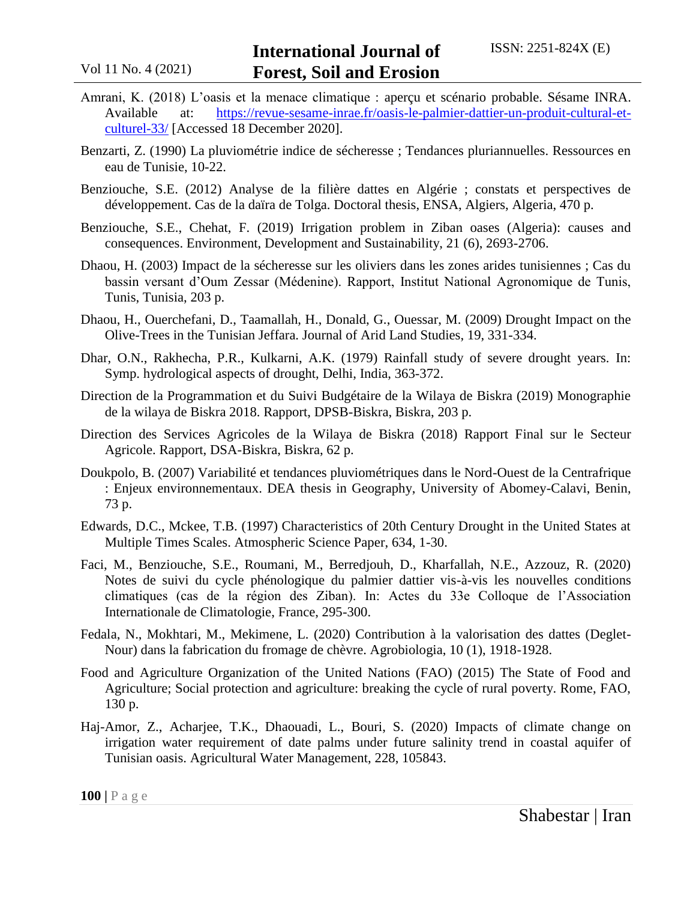Amrani, K. (2018) L'oasis et la menace climatique : aperçu et scénario probable. Sésame INRA. Available at: https://revue-sesame-inrae.fr/oasis-le-palmier-dattier-un-produit-cultural-et-culturel-33/ [Accessed 18 December 2020].

Benzarti, Z. (1990) La pluviométrie indice de sécheresse ; Tendances pluriannuelles. Ressources en eau de Tunisie, 10-22.

Benziouche, S.E. (2012) Analyse de la filière dattes en Algérie ; constats et perspectives de développement. Cas de la daïra de Tolga. Doctoral thesis, ENSA, Algiers, Algeria, 470 p.

Benziouche, S.E., Chehat, F. (2019) Irrigation problem in Ziban oases (Algeria): causes and consequences. Environment, Development and Sustainability, 21 (6), 2693-2706.

Dhaou, H. (2003) Impact de la sécheresse sur les oliviers dans les zones arides tunisiennes ; Cas du bassin versant d'Oum Zessar (Médenine). Rapport, Institut National Agronomique de Tunis, Tunis, Tunisia, 203 p.

Dhaou, H., Ouerchefani, D., Taamallah, H., Donald, G., Ouessar, M. (2009) Drought Impact on the Olive-Trees in the Tunisian Jeffara. Journal of Arid Land Studies, 19, 331-334.

Dhar, O.N., Rakhecha, P.R., Kulkarni, A.K. (1979) Rainfall study of severe drought years. In: Symp. hydrological aspects of drought, Delhi, India, 363-372.

Direction de la Programmation et du Suivi Budgétaire de la Wilaya de Biskra (2019) Monographie de la wilaya de Biskra 2018. Rapport, DPSB-Biskra, Biskra, 203 p.

Direction des Services Agricoles de la Wilaya de Biskra (2018) Rapport Final sur le Secteur Agricole. Rapport, DSA-Biskra, Biskra, 62 p.

Doukpolo, B. (2007) Variabilité et tendances pluviométriques dans le Nord-Ouest de la Centrafrique : Enjeux environnementaux. DEA thesis in Geography, University of Abomey-Calavi, Benin, 73 p.

Edwards, D.C., Mckee, T.B. (1997) Characteristics of 20th Century Drought in the United States at Multiple Times Scales. Atmospheric Science Paper, 634, 1-30.

Faci, M., Benziouche, S.E., Roumani, M., Berredjouh, D., Kharfallah, N.E., Azzouz, R. (2020) Notes de suivi du cycle phénologique du palmier dattier vis-à-vis les nouvelles conditions climatiques (cas de la région des Ziban). In: Actes du 33e Colloque de l'Association Internationale de Climatologie, France, 295-300.

Fedala, N., Mokhtari, M., Mekimene, L. (2020) Contribution à la valorisation des dattes (Deglet-Nour) dans la fabrication du fromage de chèvre. Agrobiologia, 10 (1), 1918-1928.

Food and Agriculture Organization of the United Nations (FAO) (2015) The State of Food and Agriculture; Social protection and agriculture: breaking the cycle of rural poverty. Rome, FAO, 130 p.

Haj-Amor, Z., Acharjee, T.K., Dhaouadi, L., Bouri, S. (2020) Impacts of climate change on irrigation water requirement of date palms under future salinity trend in coastal aquifer of Tunisian oasis. Agricultural Water Management, 228, 105843.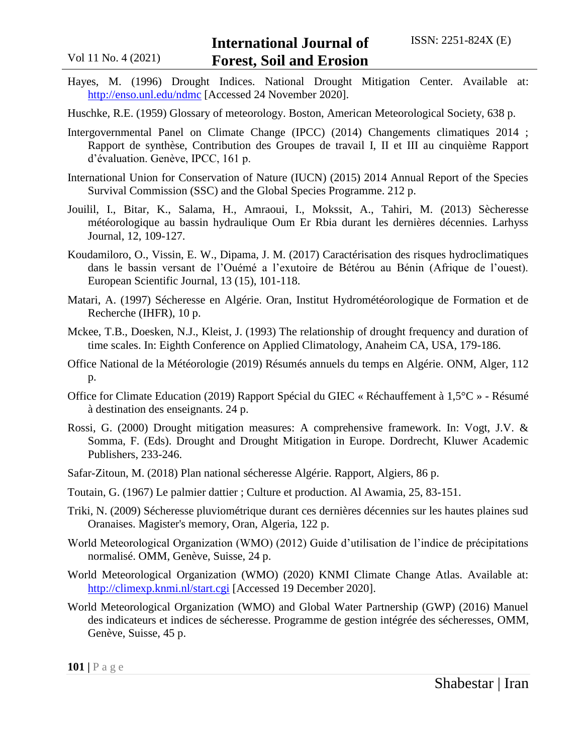Hayes, M. (1996) Drought Indices. National Drought Mitigation Center. Available at: http://enso.unl.edu/ndmc [Accessed 24 November 2020].

Huschke, R.E. (1959) Glossary of meteorology. Boston, American Meteorological Society, 638 p.

Intergovernmental Panel on Climate Change (IPCC) (2014) Changements climatiques 2014 ; Rapport de synthèse, Contribution des Groupes de travail I, II et III au cinquième Rapport d'évaluation. Genève, IPCC, 161 p.

International Union for Conservation of Nature (IUCN) (2015) 2014 Annual Report of the Species Survival Commission (SSC) and the Global Species Programme. 212 p.

Jouilil, I., Bitar, K., Salama, H., Amraoui, I., Mokssit, A., Tahiri, M. (2013) Sècheresse météorologique au bassin hydraulique Oum Er Rbia durant les dernières décennies. Larhyss Journal, 12, 109-127.

Koudamiloro, O., Vissin, E. W., Dipama, J. M. (2017) Caractérisation des risques hydroclimatiques dans le bassin versant de l'Ouémé a l'exutoire de Bétérou au Bénin (Afrique de l'ouest). European Scientific Journal, 13 (15), 101-118.

Matari, A. (1997) Sécheresse en Algérie. Oran, Institut Hydrométéorologique de Formation et de Recherche (IHFR), 10 p.

Mckee, T.B., Doesken, N.J., Kleist, J. (1993) The relationship of drought frequency and duration of time scales. In: Eighth Conference on Applied Climatology, Anaheim CA, USA, 179-186.

Office National de la Météorologie (2019) Résumés annuels du temps en Algérie. ONM, Alger, 112 p.

Office for Climate Education (2019) Rapport Spécial du GIEC « Réchauffement à 1,5°C » - Résumé à destination des enseignants. 24 p.

Rossi, G. (2000) Drought mitigation measures: A comprehensive framework. In: Vogt, J.V. & Somma, F. (Eds). Drought and Drought Mitigation in Europe. Dordrecht, Kluwer Academic Publishers, 233-246.

Safar-Zitoun, M. (2018) Plan national sécheresse Algérie. Rapport, Algiers, 86 p.

Toutain, G. (1967) Le palmier dattier ; Culture et production. Al Awamia, 25, 83-151.

Triki, N. (2009) Sécheresse pluviométrique durant ces dernières décennies sur les hautes plaines sud Oranaises. Magister's memory, Oran, Algeria, 122 p.

World Meteorological Organization (WMO) (2012) Guide d'utilisation de l'indice de précipitations normalisé. OMM, Genève, Suisse, 24 p.

World Meteorological Organization (WMO) (2020) KNMI Climate Change Atlas. Available at: http://climexp.knmi.nl/start.cgi [Accessed 19 December 2020].

World Meteorological Organization (WMO) and Global Water Partnership (GWP) (2016) Manuel des indicateurs et indices de sécheresse. Programme de gestion intégrée des sécheresses, OMM, Genève, Suisse, 45 p.